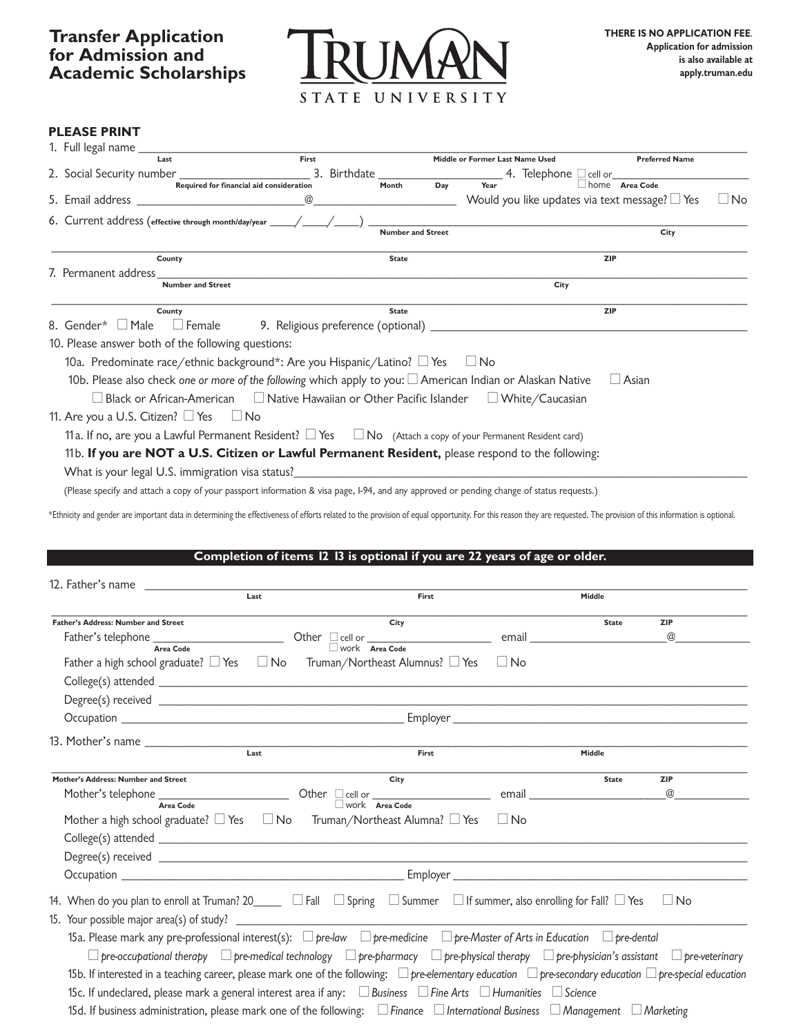# Transfer Application for Admission and Academic Scholarships

TRUMAN STATE UNIVERSITY

**THERE IS NO APPLICATION FEE.**
**Application for admission is also available at apply.truman.edu**

**PLEASE PRINT**

1. Full legal name ______________________________________________
   Last / First / Middle or Former Last Name Used / Preferred Name

2. Social Security number ____________________ (Required for financial aid consideration)
3. Birthdate ____________ Month / Day / Year
4. Telephone ☐ cell or ☐ home ____________ Area Code

5. Email address ______________@______________ Would you like updates via text message? ☐ Yes ☐ No

6. Current address (effective through month/day/year ____/____/____) ______________________
   Number and Street / City
   ______________________________________________
   County / State / ZIP

7. Permanent address ______________________________________________
   Number and Street / City
   ______________________________________________
   County / State / ZIP

8. Gender* ☐ Male ☐ Female
9. Religious preference (optional) ______________________

10. Please answer both of the following questions:
    10a. Predominate race/ethnic background*: Are you Hispanic/Latino? ☐ Yes ☐ No
    10b. Please also check *one or more of the following* which apply to you: ☐ American Indian or Alaskan Native ☐ Asian ☐ Black or African-American ☐ Native Hawaiian or Other Pacific Islander ☐ White/Caucasian

11. Are you a U.S. Citizen? ☐ Yes ☐ No
    11a. If no, are you a Lawful Permanent Resident? ☐ Yes ☐ No (Attach a copy of your Permanent Resident card)
    11b. **If you are NOT a U.S. Citizen or Lawful Permanent Resident,** please respond to the following:
    What is your legal U.S. immigration visa status?______________________
    (Please specify and attach a copy of your passport information & visa page, I-94, and any approved or pending change of status requests.)

*Ethnicity and gender are important data in determining the effectiveness of efforts related to the provision of equal opportunity. For this reason they are requested. The provision of this information is optional.

**Completion of items 12 13 is optional if you are 22 years of age or older.**

12. Father's name ______________________________________________
    Last / First / Middle
    ______________________________________________
    Father's Address: Number and Street / City / State / ZIP
    Father's telephone ____________ Area Code    Other ☐ cell or ☐ work ____________ Area Code    email ____________@____________
    Father a high school graduate? ☐ Yes ☐ No    Truman/Northeast Alumnus? ☐ Yes ☐ No
    College(s) attended ______________________
    Degree(s) received ______________________
    Occupation ______________________ Employer ______________________

13. Mother's name ______________________________________________
    Last / First / Middle
    ______________________________________________
    Mother's Address: Number and Street / City / State / ZIP
    Mother's telephone ____________ Area Code    Other ☐ cell or ☐ work ____________ Area Code    email ____________@____________
    Mother a high school graduate? ☐ Yes ☐ No    Truman/Northeast Alumna? ☐ Yes ☐ No
    College(s) attended ______________________
    Degree(s) received ______________________
    Occupation ______________________ Employer ______________________

14. When do you plan to enroll at Truman? 20____ ☐ Fall ☐ Spring ☐ Summer ☐ If summer, also enrolling for Fall? ☐ Yes ☐ No

15. Your possible major area(s) of study? ______________________
    15a. Please mark any pre-professional interest(s): ☐ *pre-law* ☐ *pre-medicine* ☐ *pre-Master of Arts in Education* ☐ *pre-dental* ☐ *pre-occupational therapy* ☐ *pre-medical technology* ☐ *pre-pharmacy* ☐ *pre-physical therapy* ☐ *pre-physician's assistant* ☐ *pre-veterinary*
    15b. If interested in a teaching career, please mark one of the following: ☐ *pre-elementary education* ☐ *pre-secondary education* ☐ *pre-special education*
    15c. If undeclared, please mark a general interest area if any: ☐ *Business* ☐ *Fine Arts* ☐ *Humanities* ☐ *Science*
    15d. If business administration, please mark one of the following: ☐ *Finance* ☐ *International Business* ☐ *Management* ☐ *Marketing*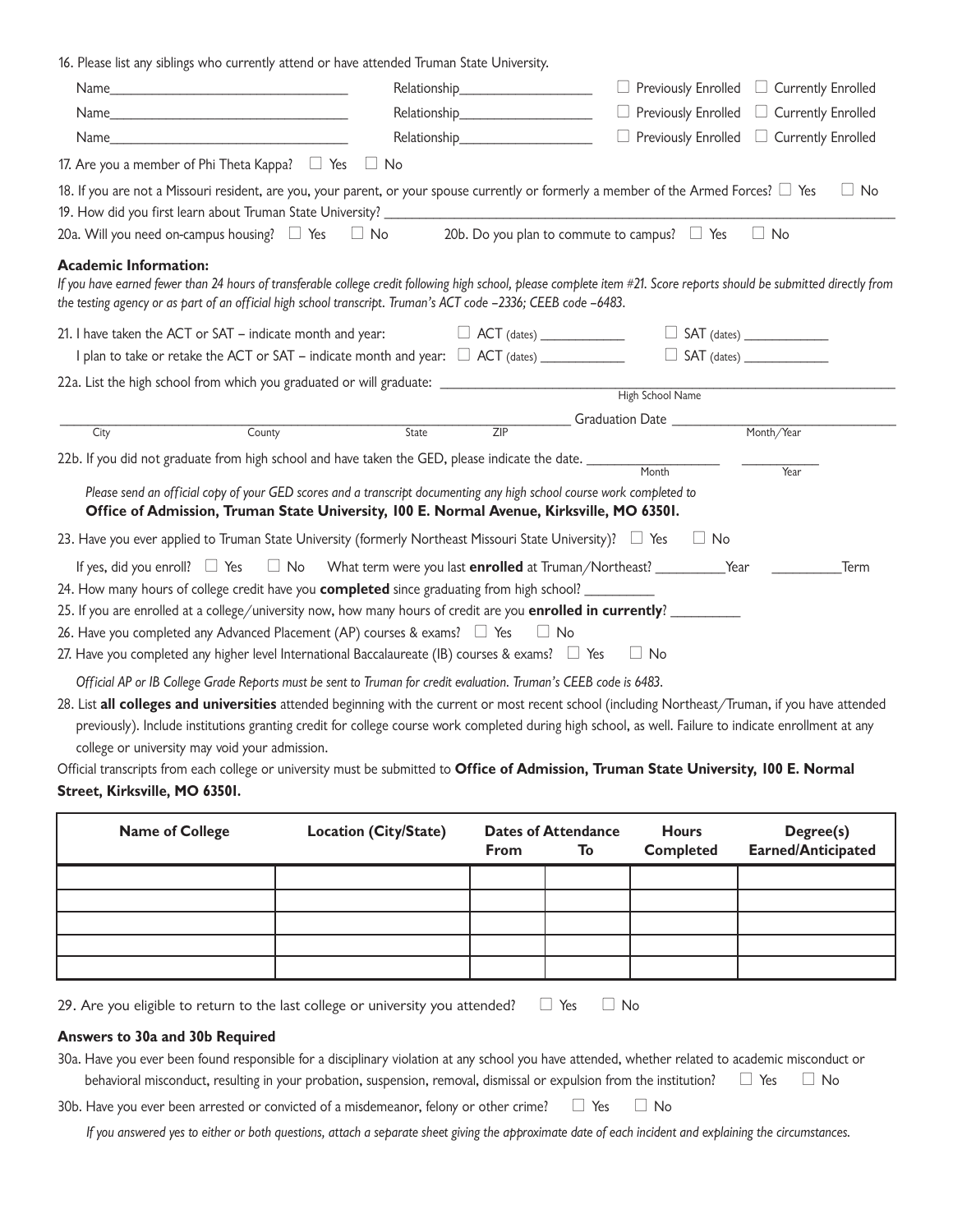16. Please list any siblings who currently attend or have attended Truman State University.

Name_______________________________ Relationship__________________ ☐ Previously Enrolled ☐ Currently Enrolled

Name_______________________________ Relationship__________________ ☐ Previously Enrolled ☐ Currently Enrolled

Name_______________________________ Relationship__________________ ☐ Previously Enrolled ☐ Currently Enrolled

17. Are you a member of Phi Theta Kappa? ☐ Yes ☐ No

18. If you are not a Missouri resident, are you, your parent, or your spouse currently or formerly a member of the Armed Forces? ☐ Yes ☐ No

19. How did you first learn about Truman State University? _______________________________________________

20a. Will you need on-campus housing? ☐ Yes ☐ No 20b. Do you plan to commute to campus? ☐ Yes ☐ No

**Academic Information:**

*If you have earned fewer than 24 hours of transferable college credit following high school, please complete item #21. Score reports should be submitted directly from the testing agency or as part of an official high school transcript. Truman's ACT code –2336; CEEB code –6483.*

21. I have taken the ACT or SAT – indicate month and year: ☐ ACT (dates) ____________ ☐ SAT (dates) ____________

I plan to take or retake the ACT or SAT – indicate month and year: ☐ ACT (dates) ____________ ☐ SAT (dates) ____________

22a. List the high school from which you graduated or will graduate: _______________________________________________
High School Name

_______________________________________________ Graduation Date _______________
City County State ZIP Month/Year

22b. If you did not graduate from high school and have taken the GED, please indicate the date. ______________ ______________
Month Year

*Please send an official copy of your GED scores and a transcript documenting any high school course work completed to*
**Office of Admission, Truman State University, 100 E. Normal Avenue, Kirksville, MO 63501.**

23. Have you ever applied to Truman State University (formerly Northeast Missouri State University)? ☐ Yes ☐ No

If yes, did you enroll? ☐ Yes ☐ No What term were you last **enrolled** at Truman/Northeast? _________Year _________Term

24. How many hours of college credit have you **completed** since graduating from high school? _________

25. If you are enrolled at a college/university now, how many hours of credit are you **enrolled in currently**? _________

26. Have you completed any Advanced Placement (AP) courses & exams? ☐ Yes ☐ No

27. Have you completed any higher level International Baccalaureate (IB) courses & exams? ☐ Yes ☐ No

*Official AP or IB College Grade Reports must be sent to Truman for credit evaluation. Truman's CEEB code is 6483.*

28. List **all colleges and universities** attended beginning with the current or most recent school (including Northeast/Truman, if you have attended previously). Include institutions granting credit for college course work completed during high school, as well. Failure to indicate enrollment at any college or university may void your admission.

Official transcripts from each college or university must be submitted to **Office of Admission, Truman State University, 100 E. Normal Street, Kirksville, MO 63501.**

| Name of College | Location (City/State) | Dates of Attendance From | To | Hours Completed | Degree(s) Earned/Anticipated |
|---|---|---|---|---|---|
| | | | | | |
| | | | | | |
| | | | | | |
| | | | | | |
| | | | | | |

29. Are you eligible to return to the last college or university you attended? ☐ Yes ☐ No

**Answers to 30a and 30b Required**

30a. Have you ever been found responsible for a disciplinary violation at any school you have attended, whether related to academic misconduct or behavioral misconduct, resulting in your probation, suspension, removal, dismissal or expulsion from the institution? ☐ Yes ☐ No

30b. Have you ever been arrested or convicted of a misdemeanor, felony or other crime? ☐ Yes ☐ No

*If you answered yes to either or both questions, attach a separate sheet giving the approximate date of each incident and explaining the circumstances.*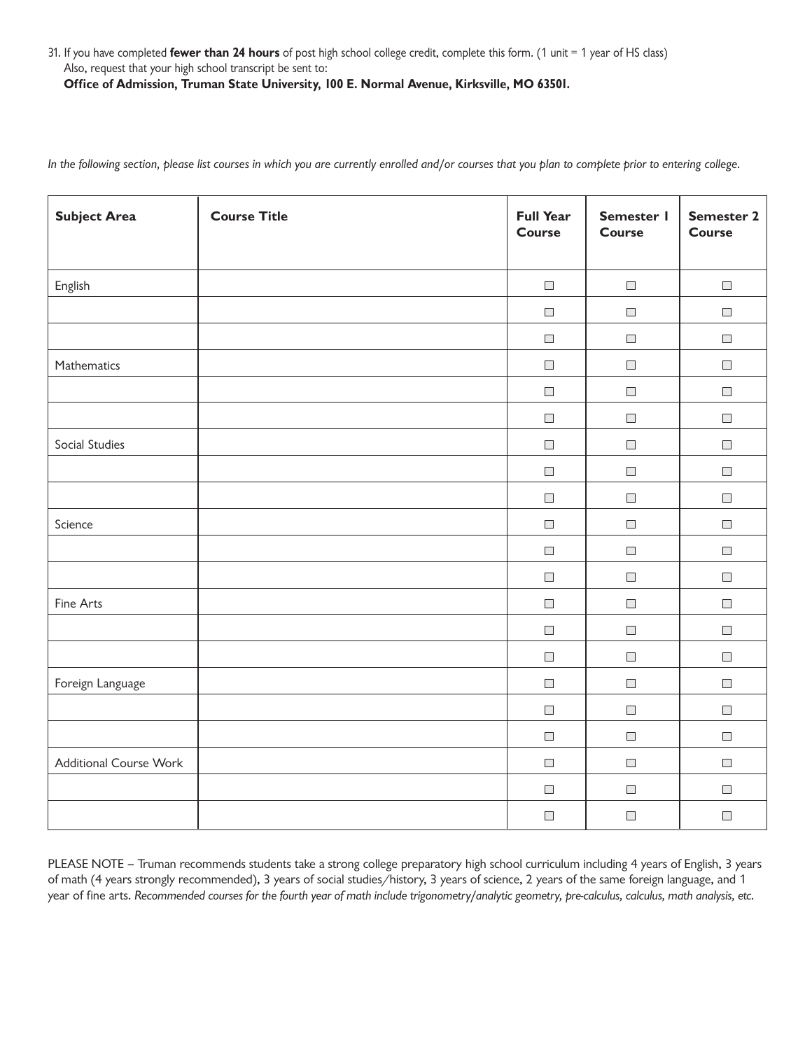31. If you have completed **fewer than 24 hours** of post high school college credit, complete this form. (1 unit = 1 year of HS class) Also, request that your high school transcript be sent to:
**Office of Admission, Truman State University, 100 E. Normal Avenue, Kirksville, MO 63501.**

*In the following section, please list courses in which you are currently enrolled and/or courses that you plan to complete prior to entering college.*

| Subject Area | Course Title | Full Year Course | Semester 1 Course | Semester 2 Course |
|---|---|---|---|---|
| English | | ☐ | ☐ | ☐ |
| | | ☐ | ☐ | ☐ |
| | | ☐ | ☐ | ☐ |
| Mathematics | | ☐ | ☐ | ☐ |
| | | ☐ | ☐ | ☐ |
| | | ☐ | ☐ | ☐ |
| Social Studies | | ☐ | ☐ | ☐ |
| | | ☐ | ☐ | ☐ |
| | | ☐ | ☐ | ☐ |
| Science | | ☐ | ☐ | ☐ |
| | | ☐ | ☐ | ☐ |
| | | ☐ | ☐ | ☐ |
| Fine Arts | | ☐ | ☐ | ☐ |
| | | ☐ | ☐ | ☐ |
| | | ☐ | ☐ | ☐ |
| Foreign Language | | ☐ | ☐ | ☐ |
| | | ☐ | ☐ | ☐ |
| | | ☐ | ☐ | ☐ |
| Additional Course Work | | ☐ | ☐ | ☐ |
| | | ☐ | ☐ | ☐ |
| | | ☐ | ☐ | ☐ |

PLEASE NOTE – Truman recommends students take a strong college preparatory high school curriculum including 4 years of English, 3 years of math (4 years strongly recommended), 3 years of social studies/history, 3 years of science, 2 years of the same foreign language, and 1 year of fine arts. *Recommended courses for the fourth year of math include trigonometry/analytic geometry, pre-calculus, calculus, math analysis, etc.*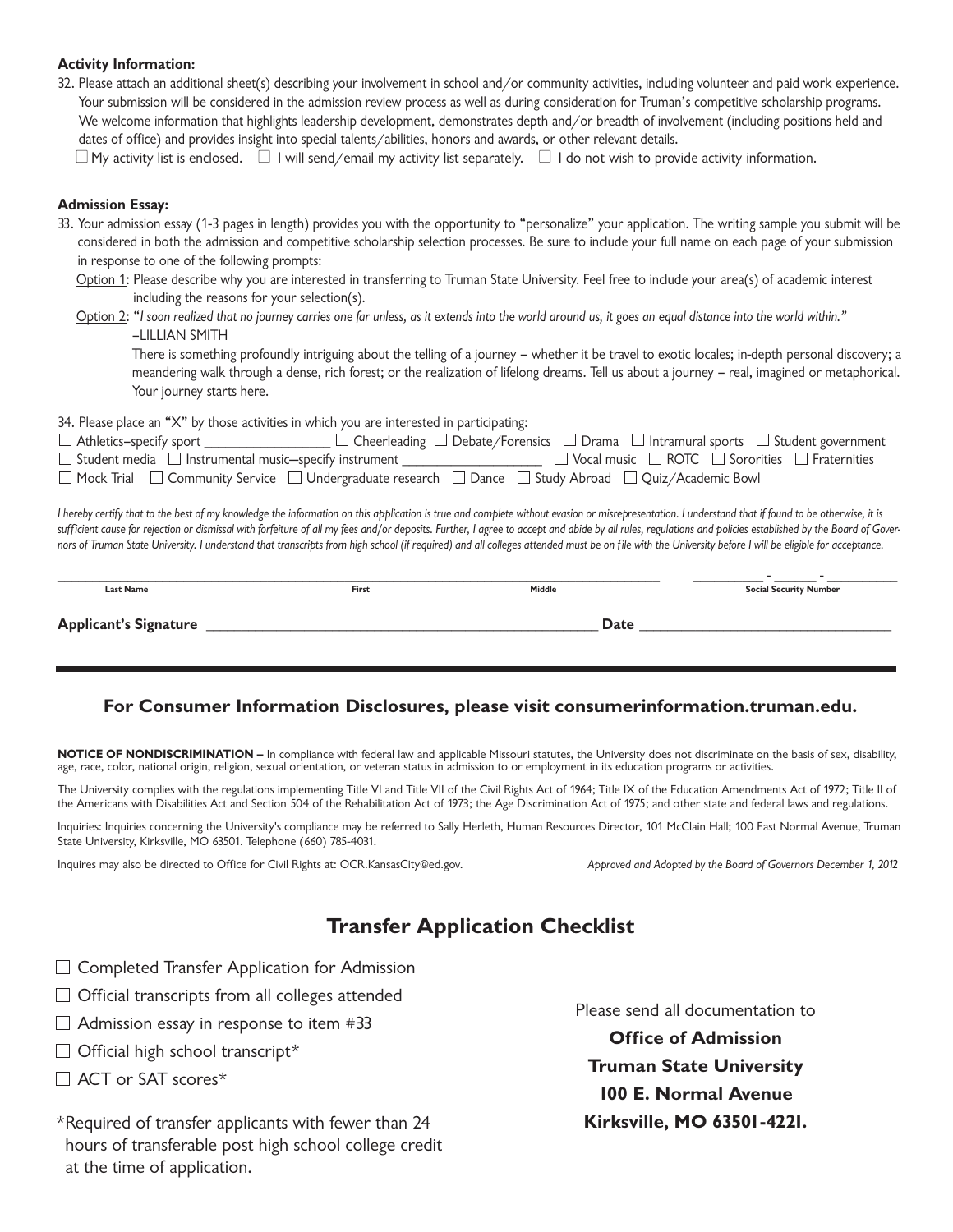**Activity Information:**

32. Please attach an additional sheet(s) describing your involvement in school and/or community activities, including volunteer and paid work experience. Your submission will be considered in the admission review process as well as during consideration for Truman's competitive scholarship programs. We welcome information that highlights leadership development, demonstrates depth and/or breadth of involvement (including positions held and dates of office) and provides insight into special talents/abilities, honors and awards, or other relevant details.

☐ My activity list is enclosed. ☐ I will send/email my activity list separately. ☐ I do not wish to provide activity information.

**Admission Essay:**

33. Your admission essay (1-3 pages in length) provides you with the opportunity to "personalize" your application. The writing sample you submit will be considered in both the admission and competitive scholarship selection processes. Be sure to include your full name on each page of your submission in response to one of the following prompts:

Option 1: Please describe why you are interested in transferring to Truman State University. Feel free to include your area(s) of academic interest including the reasons for your selection(s).

Option 2: "*I soon realized that no journey carries one far unless, as it extends into the world around us, it goes an equal distance into the world within.*" –LILLIAN SMITH

There is something profoundly intriguing about the telling of a journey – whether it be travel to exotic locales; in-depth personal discovery; a meandering walk through a dense, rich forest; or the realization of lifelong dreams. Tell us about a journey – real, imagined or metaphorical. Your journey starts here.

34. Please place an "X" by those activities in which you are interested in participating:

☐ Athletics–specify sport ________________ ☐ Cheerleading ☐ Debate/Forensics ☐ Drama ☐ Intramural sports ☐ Student government
☐ Student media ☐ Instrumental music–specify instrument ________________ ☐ Vocal music ☐ ROTC ☐ Sororities ☐ Fraternities
☐ Mock Trial ☐ Community Service ☐ Undergraduate research ☐ Dance ☐ Study Abroad ☐ Quiz/Academic Bowl

*I hereby certify that to the best of my knowledge the information on this application is true and complete without evasion or misrepresentation. I understand that if found to be otherwise, it is sufficient cause for rejection or dismissal with forfeiture of all my fees and/or deposits. Further, I agree to accept and abide by all rules, regulations and policies established by the Board of Governors of Truman State University. I understand that transcripts from high school (if required) and all colleges attended must be on file with the University before I will be eligible for acceptance.*

______________________________________________________________ ______ - ____ - ______
**Last Name** **First** **Middle** **Social Security Number**

**Applicant's Signature** ________________________________ **Date** ____________________

**For Consumer Information Disclosures, please visit consumerinformation.truman.edu.**

**NOTICE OF NONDISCRIMINATION –** In compliance with federal law and applicable Missouri statutes, the University does not discriminate on the basis of sex, disability, age, race, color, national origin, religion, sexual orientation, or veteran status in admission to or employment in its education programs or activities.

The University complies with the regulations implementing Title VI and Title VII of the Civil Rights Act of 1964; Title IX of the Education Amendments Act of 1972; Title II of the Americans with Disabilities Act and Section 504 of the Rehabilitation Act of 1973; the Age Discrimination Act of 1975; and other state and federal laws and regulations.

Inquiries: Inquiries concerning the University's compliance may be referred to Sally Herleth, Human Resources Director, 101 McClain Hall; 100 East Normal Avenue, Truman State University, Kirksville, MO 63501. Telephone (660) 785-4031.

Inquires may also be directed to Office for Civil Rights at: OCR.KansasCity@ed.gov.

*Approved and Adopted by the Board of Governors December 1, 2012*

## Transfer Application Checklist

☐ Completed Transfer Application for Admission
☐ Official transcripts from all colleges attended
☐ Admission essay in response to item #33
☐ Official high school transcript*
☐ ACT or SAT scores*

*Required of transfer applicants with fewer than 24 hours of transferable post high school college credit at the time of application.

Please send all documentation to

**Office of Admission**
**Truman State University**
**100 E. Normal Avenue**
**Kirksville, MO 63501-4221.**